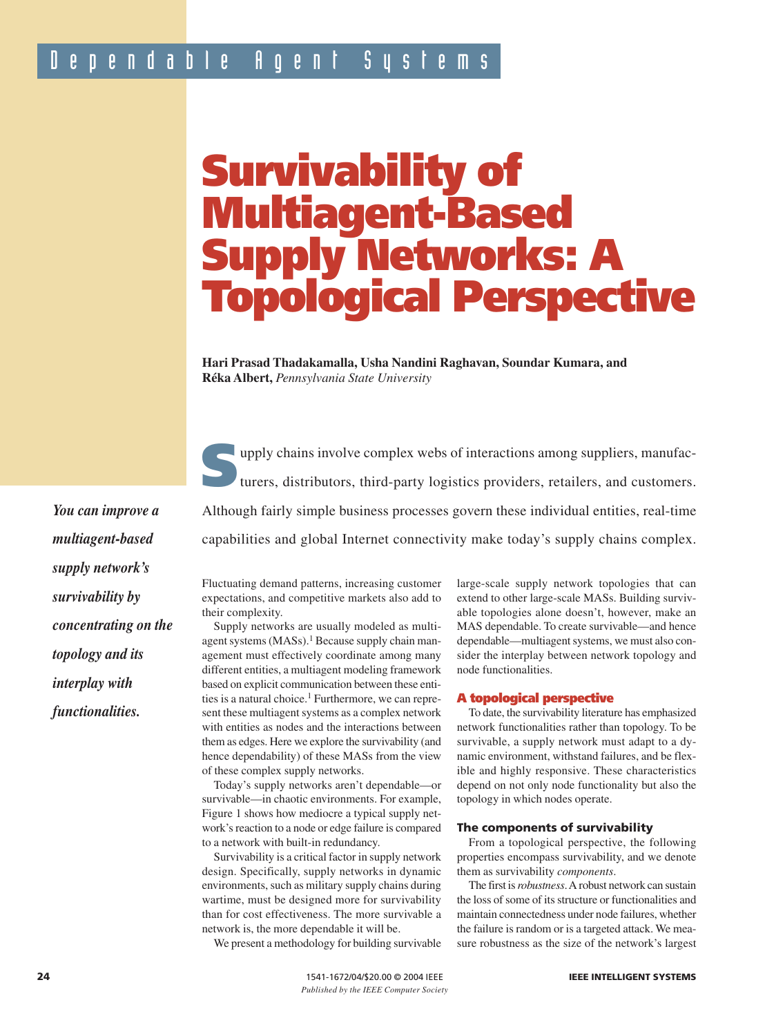Dependable Agent Systems

# Survivability of Multiagent-Based Supply Networks: A Topological Perspective

**Hari Prasad Thadakamalla, Usha Nandini Raghavan, Soundar Kumara, and Réka Albert,** *Pennsylvania State University*

***You can improve a multiagent-based supply network's survivability by concentrating on the topology and its interplay with functionalities.***

Supply chains involve complex webs of interactions among suppliers, manufacturers, distributors, third-party logistics providers, retailers, and customers. Although fairly simple business processes govern these individual entities, real-time capabilities and global Internet connectivity make today's supply chains complex. Fluctuating demand patterns, increasing customer expectations, and competitive markets also add to their complexity.

Supply networks are usually modeled as multiagent systems (MASs).[1] Because supply chain management must effectively coordinate among many different entities, a multiagent modeling framework based on explicit communication between these entities is a natural choice.[1] Furthermore, we can represent these multiagent systems as a complex network with entities as nodes and the interactions between them as edges. Here we explore the survivability (and hence dependability) of these MASs from the view of these complex supply networks.

Today's supply networks aren't dependable—or survivable—in chaotic environments. For example, Figure 1 shows how mediocre a typical supply network's reaction to a node or edge failure is compared to a network with built-in redundancy.

Survivability is a critical factor in supply network design. Specifically, supply networks in dynamic environments, such as military supply chains during wartime, must be designed more for survivability than for cost effectiveness. The more survivable a network is, the more dependable it will be.

We present a methodology for building survivable large-scale supply network topologies that can extend to other large-scale MASs. Building survivable topologies alone doesn't, however, make an MAS dependable. To create survivable—and hence dependable—multiagent systems, we must also consider the interplay between network topology and node functionalities.

## A topological perspective

To date, the survivability literature has emphasized network functionalities rather than topology. To be survivable, a supply network must adapt to a dynamic environment, withstand failures, and be flexible and highly responsive. These characteristics depend on not only node functionality but also the topology in which nodes operate.

### The components of survivability

From a topological perspective, the following properties encompass survivability, and we denote them as survivability *components*.

The first is *robustness*. A robust network can sustain the loss of some of its structure or functionalities and maintain connectedness under node failures, whether the failure is random or is a targeted attack. We measure robustness as the size of the network's largest

1541-1672/04/$20.00 © 2004 IEEE
*Published by the IEEE Computer Society*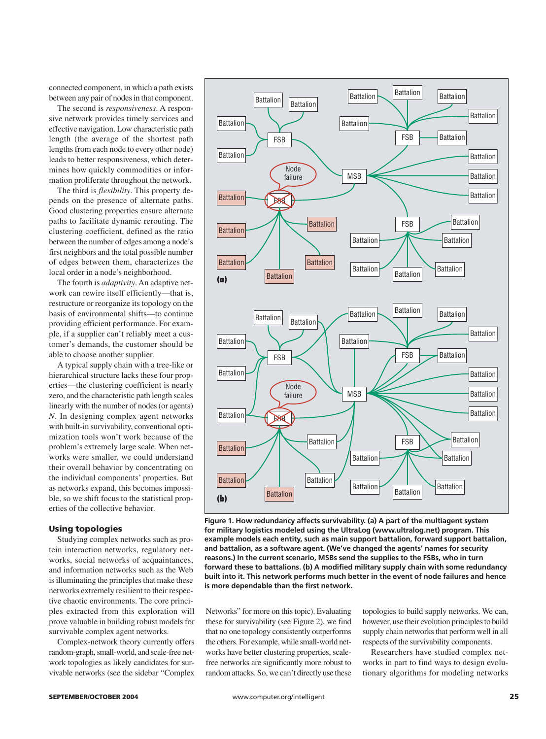connected component, in which a path exists between any pair of nodes in that component.

The second is *responsiveness*. A responsive network provides timely services and effective navigation. Low characteristic path length (the average of the shortest path lengths from each node to every other node) leads to better responsiveness, which determines how quickly commodities or information proliferate throughout the network.

The third is *flexibility*. This property depends on the presence of alternate paths. Good clustering properties ensure alternate paths to facilitate dynamic rerouting. The clustering coefficient, defined as the ratio between the number of edges among a node's first neighbors and the total possible number of edges between them, characterizes the local order in a node's neighborhood.

The fourth is *adaptivity*. An adaptive network can rewire itself efficiently—that is, restructure or reorganize its topology on the basis of environmental shifts—to continue providing efficient performance. For example, if a supplier can't reliably meet a customer's demands, the customer should be able to choose another supplier.

A typical supply chain with a tree-like or hierarchical structure lacks these four properties—the clustering coefficient is nearly zero, and the characteristic path length scales linearly with the number of nodes (or agents) $N$. In designing complex agent networks with built-in survivability, conventional optimization tools won't work because of the problem's extremely large scale. When networks were smaller, we could understand their overall behavior by concentrating on the individual components' properties. But as networks expand, this becomes impossible, so we shift focus to the statistical properties of the collective behavior.

## Using topologies

Studying complex networks such as protein interaction networks, regulatory networks, social networks of acquaintances, and information networks such as the Web is illuminating the principles that make these networks extremely resilient to their respective chaotic environments. The core principles extracted from this exploration will prove valuable in building robust models for survivable complex agent networks.

Complex-network theory currently offers random-graph, small-world, and scale-free network topologies as likely candidates for survivable networks (see the sidebar "Complex Networks" for more on this topic). Evaluating these for survivability (see Figure 2), we find that no one topology consistently outperforms the others. For example, while small-world networks have better clustering properties, scale-free networks are significantly more robust to random attacks. So, we can't directly use these topologies to build supply networks. We can, however, use their evolution principles to build supply chain networks that perform well in all respects of the survivability components.

Researchers have studied complex networks in part to find ways to design evolutionary algorithms for modeling networks

Battalion
Battalion
Battalion
Battalion
FSB
Node failure
MSB
FSB
Battalion
Battalion
Battalion
Battalion
Battalion
(a)

(b)

**Figure 1. How redundancy affects survivability. (a) A part of the multiagent system for military logistics modeled using the UltraLog (www.ultralog.net) program. This example models each entity, such as main support battalion, forward support battalion, and battalion, as a software agent. (We've changed the agents' names for security reasons.) In the current scenario, MSBs send the supplies to the FSBs, who in turn forward these to battalions. (b) A modified military supply chain with some redundancy built into it. This network performs much better in the event of node failures and hence is more dependable than the first network.**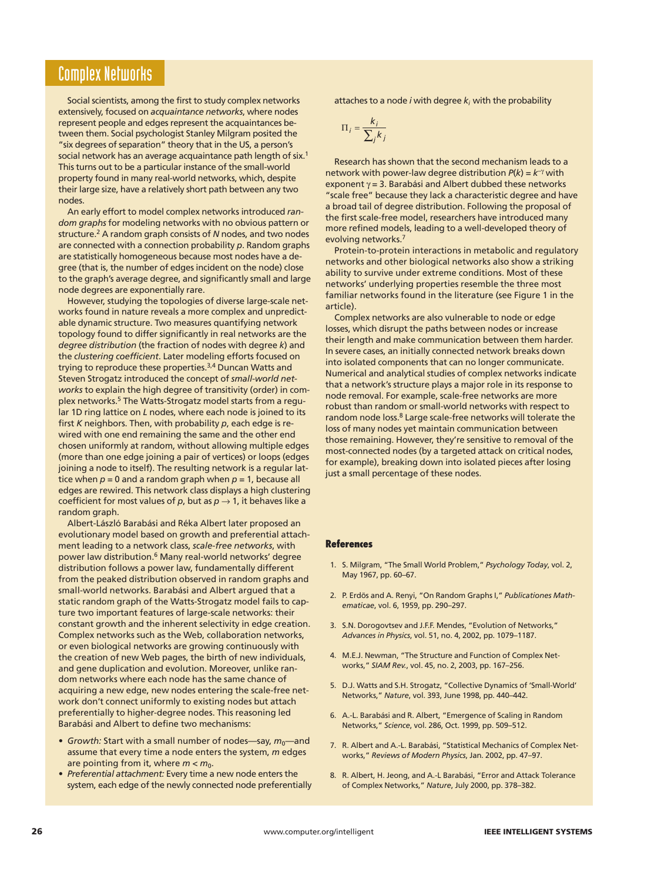## Complex Networks

Social scientists, among the first to study complex networks extensively, focused on *acquaintance networks*, where nodes represent people and edges represent the acquaintances between them. Social psychologist Stanley Milgram posited the "six degrees of separation" theory that in the US, a person's social network has an average acquaintance path length of six.[1] This turns out to be a particular instance of the small-world property found in many real-world networks, which, despite their large size, have a relatively short path between any two nodes.

An early effort to model complex networks introduced *random graphs* for modeling networks with no obvious pattern or structure.[2] A random graph consists of $N$ nodes, and two nodes are connected with a connection probability $p$. Random graphs are statistically homogeneous because most nodes have a degree (that is, the number of edges incident on the node) close to the graph's average degree, and significantly small and large node degrees are exponentially rare.

However, studying the topologies of diverse large-scale networks found in nature reveals a more complex and unpredictable dynamic structure. Two measures quantifying network topology found to differ significantly in real networks are the *degree distribution* (the fraction of nodes with degree $k$) and the *clustering coefficient*. Later modeling efforts focused on trying to reproduce these properties.[3,4] Duncan Watts and Steven Strogatz introduced the concept of *small-world networks* to explain the high degree of transitivity (order) in complex networks.[5] The Watts-Strogatz model starts from a regular 1D ring lattice on $L$ nodes, where each node is joined to its first $K$ neighbors. Then, with probability $p$, each edge is rewired with one end remaining the same and the other end chosen uniformly at random, without allowing multiple edges (more than one edge joining a pair of vertices) or loops (edges joining a node to itself). The resulting network is a regular lattice when $p = 0$ and a random graph when $p = 1$, because all edges are rewired. This network class displays a high clustering coefficient for most values of $p$, but as $p \to 1$, it behaves like a random graph.

Albert-László Barabási and Réka Albert later proposed an evolutionary model based on growth and preferential attachment leading to a network class, *scale-free networks*, with power law distribution.[6] Many real-world networks' degree distribution follows a power law, fundamentally different from the peaked distribution observed in random graphs and small-world networks. Barabási and Albert argued that a static random graph of the Watts-Strogatz model fails to capture two important features of large-scale networks: their constant growth and the inherent selectivity in edge creation. Complex networks such as the Web, collaboration networks, or even biological networks are growing continuously with the creation of new Web pages, the birth of new individuals, and gene duplication and evolution. Moreover, unlike random networks where each node has the same chance of acquiring a new edge, new nodes entering the scale-free network don't connect uniformly to existing nodes but attach preferentially to higher-degree nodes. This reasoning led Barabási and Albert to define two mechanisms:

- *Growth:* Start with a small number of nodes—say, $m_0$—and assume that every time a node enters the system, $m$ edges are pointing from it, where $m < m_0$.
- *Preferential attachment:* Every time a new node enters the system, each edge of the newly connected node preferentially attaches to a node $i$ with degree $k_i$ with the probability

$$\Pi_i = \frac{k_i}{\sum_j k_j}$$

Research has shown that the second mechanism leads to a network with power-law degree distribution $P(k) = k^{-\gamma}$ with exponent $\gamma = 3$. Barabási and Albert dubbed these networks "scale free" because they lack a characteristic degree and have a broad tail of degree distribution. Following the proposal of the first scale-free model, researchers have introduced many more refined models, leading to a well-developed theory of evolving networks.[7]

Protein-to-protein interactions in metabolic and regulatory networks and other biological networks also show a striking ability to survive under extreme conditions. Most of these networks' underlying properties resemble the three most familiar networks found in the literature (see Figure 1 in the article).

Complex networks are also vulnerable to node or edge losses, which disrupt the paths between nodes or increase their length and make communication between them harder. In severe cases, an initially connected network breaks down into isolated components that can no longer communicate. Numerical and analytical studies of complex networks indicate that a network's structure plays a major role in its response to node removal. For example, scale-free networks are more robust than random or small-world networks with respect to random node loss.[8] Large scale-free networks will tolerate the loss of many nodes yet maintain communication between those remaining. However, they're sensitive to removal of the most-connected nodes (by a targeted attack on critical nodes, for example), breaking down into isolated pieces after losing just a small percentage of these nodes.

### References

1. S. Milgram, "The Small World Problem," *Psychology Today*, vol. 2, May 1967, pp. 60–67.
2. P. Erdös and A. Renyi, "On Random Graphs I," *Publicationes Mathematicae*, vol. 6, 1959, pp. 290–297.
3. S.N. Dorogovtsev and J.F.F. Mendes, "Evolution of Networks," *Advances in Physics*, vol. 51, no. 4, 2002, pp. 1079–1187.
4. M.E.J. Newman, "The Structure and Function of Complex Networks," *SIAM Rev.*, vol. 45, no. 2, 2003, pp. 167–256.
5. D.J. Watts and S.H. Strogatz, "Collective Dynamics of 'Small-World' Networks," *Nature*, vol. 393, June 1998, pp. 440–442.
6. A.-L. Barabási and R. Albert, "Emergence of Scaling in Random Networks," *Science*, vol. 286, Oct. 1999, pp. 509–512.
7. R. Albert and A.-L. Barabási, "Statistical Mechanics of Complex Networks," *Reviews of Modern Physics*, Jan. 2002, pp. 47–97.
8. R. Albert, H. Jeong, and A.-L Barabási, "Error and Attack Tolerance of Complex Networks," *Nature*, July 2000, pp. 378–382.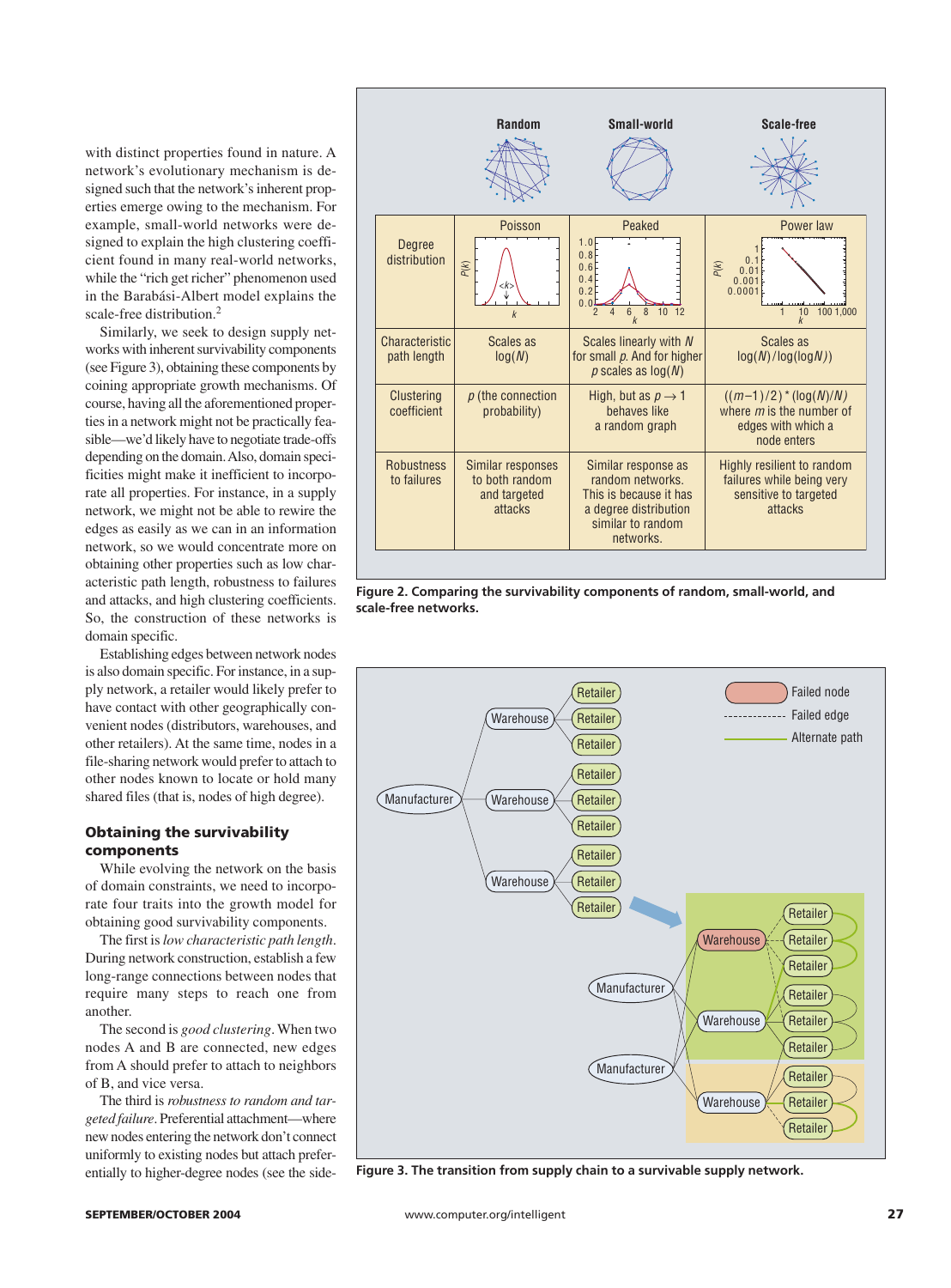with distinct properties found in nature. A network's evolutionary mechanism is designed such that the network's inherent properties emerge owing to the mechanism. For example, small-world networks were designed to explain the high clustering coefficient found in many real-world networks, while the "rich get richer" phenomenon used in the Barabási-Albert model explains the scale-free distribution.[2]

Similarly, we seek to design supply networks with inherent survivability components (see Figure 3), obtaining these components by coining appropriate growth mechanisms. Of course, having all the aforementioned properties in a network might not be practically feasible—we'd likely have to negotiate trade-offs depending on the domain. Also, domain specificities might make it inefficient to incorporate all properties. For instance, in a supply network, we might not be able to rewire the edges as easily as we can in an information network, so we would concentrate more on obtaining other properties such as low characteristic path length, robustness to failures and attacks, and high clustering coefficients. So, the construction of these networks is domain specific.

Establishing edges between network nodes is also domain specific. For instance, in a supply network, a retailer would likely prefer to have contact with other geographically convenient nodes (distributors, warehouses, and other retailers). At the same time, nodes in a file-sharing network would prefer to attach to other nodes known to locate or hold many shared files (that is, nodes of high degree).

| | Random | Small-world | Scale-free |
|---|---|---|---|
| Degree distribution | Poisson | Peaked | Power law |
| Characteristic path length | Scales as $\log(N)$ | Scales linearly with $N$ for small $p$. And for higher $p$ scales as $\log(N)$ | Scales as $\log(N)/\log(\log N)$ |
| Clustering coefficient | $p$ (the connection probability) | High, but as $p \to 1$ behaves like a random graph | $((m-1)/2) * (\log(N)/N)$ where $m$ is the number of edges with which a node enters |
| Robustness to failures | Similar responses to both random and targeted attacks | Similar response as random networks. This is because it has a degree distribution similar to random networks. | Highly resilient to random failures while being very sensitive to targeted attacks |

**Figure 2. Comparing the survivability components of random, small-world, and scale-free networks.**

**Figure 3. The transition from supply chain to a survivable supply network.**

## Obtaining the survivability components

While evolving the network on the basis of domain constraints, we need to incorporate four traits into the growth model for obtaining good survivability components.

The first is *low characteristic path length*. During network construction, establish a few long-range connections between nodes that require many steps to reach one from another.

The second is *good clustering*. When two nodes A and B are connected, new edges from A should prefer to attach to neighbors of B, and vice versa.

The third is *robustness to random and targeted failure*. Preferential attachment—where new nodes entering the network don't connect uniformly to existing nodes but attach preferentially to higher-degree nodes (see the side-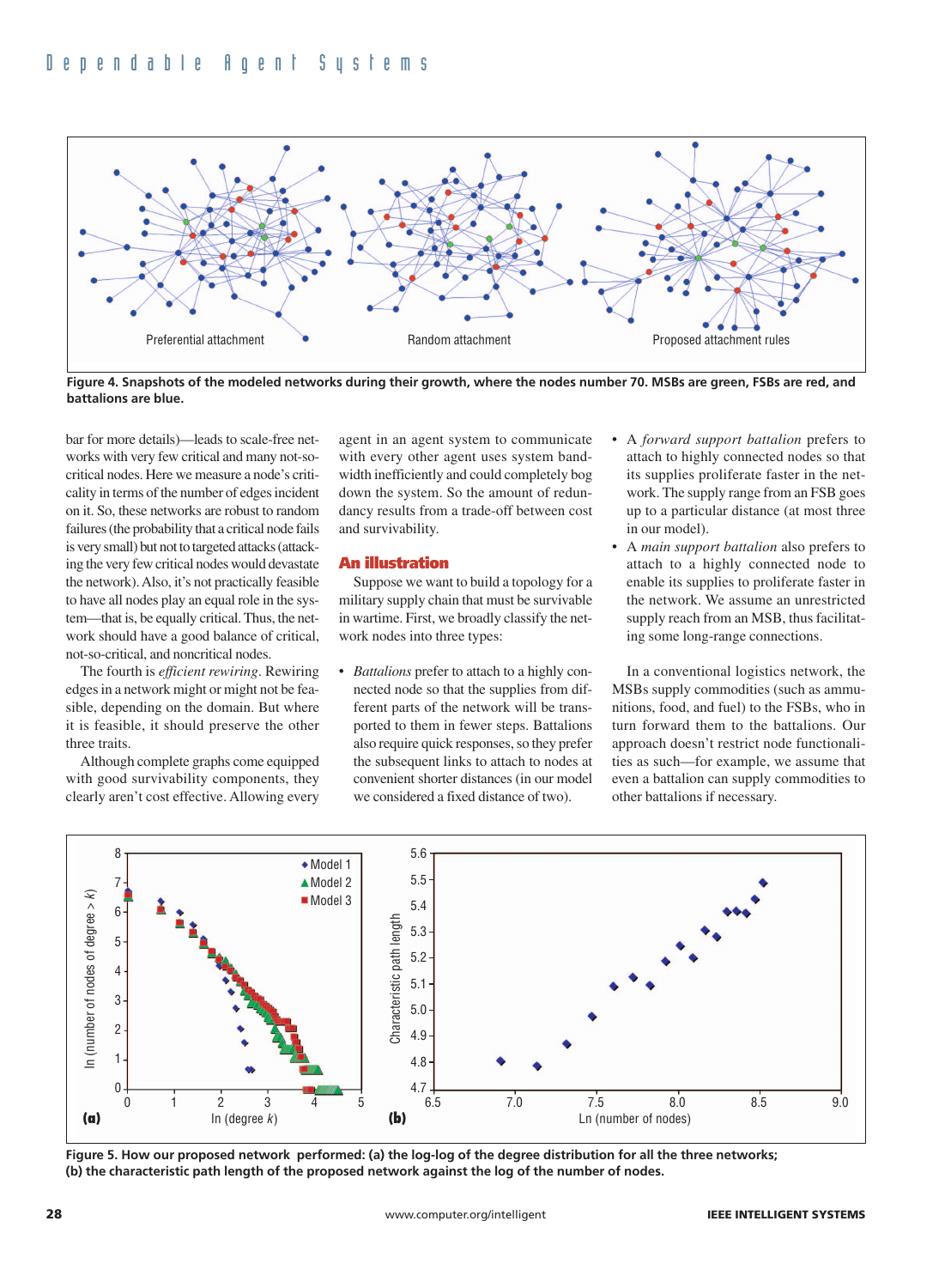Preferential attachment

Random attachment

Proposed attachment rules

**Figure 4. Snapshots of the modeled networks during their growth, where the nodes number 70. MSBs are green, FSBs are red, and battalions are blue.**

bar for more details)—leads to scale-free networks with very few critical and many not-so-critical nodes. Here we measure a node's criticality in terms of the number of edges incident on it. So, these networks are robust to random failures (the probability that a critical node fails is very small) but not to targeted attacks (attacking the very few critical nodes would devastate the network). Also, it's not practically feasible to have all nodes play an equal role in the system—that is, be equally critical. Thus, the network should have a good balance of critical, not-so-critical, and noncritical nodes.

The fourth is *efficient rewiring*. Rewiring edges in a network might or might not be feasible, depending on the domain. But where it is feasible, it should preserve the other three traits.

Although complete graphs come equipped with good survivability components, they clearly aren't cost effective. Allowing every agent in an agent system to communicate with every other agent uses system bandwidth inefficiently and could completely bog down the system. So the amount of redundancy results from a trade-off between cost and survivability.

## An illustration

Suppose we want to build a topology for a military supply chain that must be survivable in wartime. First, we broadly classify the network nodes into three types:

- *Battalions* prefer to attach to a highly connected node so that the supplies from different parts of the network will be transported to them in fewer steps. Battalions also require quick responses, so they prefer the subsequent links to attach to nodes at convenient shorter distances (in our model we considered a fixed distance of two).
- A *forward support battalion* prefers to attach to highly connected nodes so that its supplies proliferate faster in the network. The supply range from an FSB goes up to a particular distance (at most three in our model).
- A *main support battalion* also prefers to attach to a highly connected node to enable its supplies to proliferate faster in the network. We assume an unrestricted supply reach from an MSB, thus facilitating some long-range connections.

In a conventional logistics network, the MSBs supply commodities (such as ammunitions, food, and fuel) to the FSBs, who in turn forward them to the battalions. Our approach doesn't restrict node functionalities as such—for example, we assume that even a battalion can supply commodities to other battalions if necessary.

(a)

ln (number of nodes of degree > k)

ln (degree k)

Model 1

Model 2

Model 3

0 1 2 3 4 5 6 7 8

0 1 2 3 4 5

(b)

Characteristic path length

Ln (number of nodes)

4.7 4.8 4.9 5.0 5.1 5.2 5.3 5.4 5.5 5.6

6.5 7.0 7.5 8.0 8.5 9.0

**Figure 5. How our proposed network performed: (a) the log-log of the degree distribution for all the three networks; (b) the characteristic path length of the proposed network against the log of the number of nodes.**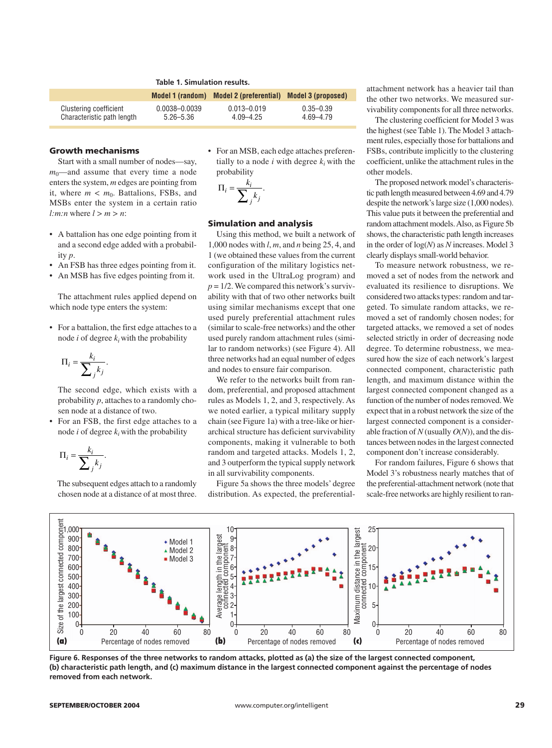**Table 1. Simulation results.**

| | Model 1 (random) | Model 2 (preferential) | Model 3 (proposed) |
|---|---|---|---|
| Clustering coefficient | 0.0038–0.0039 | 0.013–0.019 | 0.35–0.39 |
| Characteristic path length | 5.26–5.36 | 4.09–4.25 | 4.69–4.79 |

## Growth mechanisms

Start with a small number of nodes—say, $m_0$—and assume that every time a node enters the system, $m$ edges are pointing from it, where $m < m_0$. Battalions, FSBs, and MSBs enter the system in a certain ratio $l{:}m{:}n$ where $l > m > n$:

- A battalion has one edge pointing from it and a second edge added with a probability $p$.
- An FSB has three edges pointing from it.
- An MSB has five edges pointing from it.

The attachment rules applied depend on which node type enters the system:

- For a battalion, the first edge attaches to a node $i$ of degree $k_i$ with the probability

$$\Pi_i = \frac{k_i}{\sum_j k_j}.$$

The second edge, which exists with a probability $p$, attaches to a randomly chosen node at a distance of two.

- For an FSB, the first edge attaches to a node $i$ of degree $k_i$ with the probability

$$\Pi_i = \frac{k_i}{\sum_j k_j}.$$

The subsequent edges attach to a randomly chosen node at a distance of at most three.

- For an MSB, each edge attaches preferentially to a node $i$ with degree $k_i$ with the probability

$$\Pi_i = \frac{k_i}{\sum_j k_j}.$$

## Simulation and analysis

Using this method, we built a network of 1,000 nodes with $l$, $m$, and $n$ being 25, 4, and 1 (we obtained these values from the current configuration of the military logistics network used in the UltraLog program) and $p = 1/2$. We compared this network's survivability with that of two other networks built using similar mechanisms except that one used purely preferential attachment rules (similar to scale-free networks) and the other used purely random attachment rules (similar to random networks) (see Figure 4). All three networks had an equal number of edges and nodes to ensure fair comparison.

We refer to the networks built from random, preferential, and proposed attachment rules as Models 1, 2, and 3, respectively. As we noted earlier, a typical military supply chain (see Figure 1a) with a tree-like or hierarchical structure has deficient survivability components, making it vulnerable to both random and targeted attacks. Models 1, 2, and 3 outperform the typical supply network in all survivability components.

Figure 5a shows the three models' degree distribution. As expected, the preferential-attachment network has a heavier tail than the other two networks. We measured survivability components for all three networks.

The clustering coefficient for Model 3 was the highest (see Table 1). The Model 3 attachment rules, especially those for battalions and FSBs, contribute implicitly to the clustering coefficient, unlike the attachment rules in the other models.

The proposed network model's characteristic path length measured between 4.69 and 4.79 despite the network's large size (1,000 nodes). This value puts it between the preferential and random attachment models. Also, as Figure 5b shows, the characteristic path length increases in the order of $\log(N)$ as $N$ increases. Model 3 clearly displays small-world behavior.

To measure network robustness, we removed a set of nodes from the network and evaluated its resilience to disruptions. We considered two attacks types: random and targeted. To simulate random attacks, we removed a set of randomly chosen nodes; for targeted attacks, we removed a set of nodes selected strictly in order of decreasing node degree. To determine robustness, we measured how the size of each network's largest connected component, characteristic path length, and maximum distance within the largest connected component changed as a function of the number of nodes removed. We expect that in a robust network the size of the largest connected component is a considerable fraction of $N$ (usually $O(N)$), and the distances between nodes in the largest connected component don't increase considerably.

For random failures, Figure 6 shows that Model 3's robustness nearly matches that of the preferential-attachment network (note that scale-free networks are highly resilient to ran-

**Figure 6. Responses of the three networks to random attacks, plotted as (a) the size of the largest connected component, (b) characteristic path length, and (c) maximum distance in the largest connected component against the percentage of nodes removed from each network.**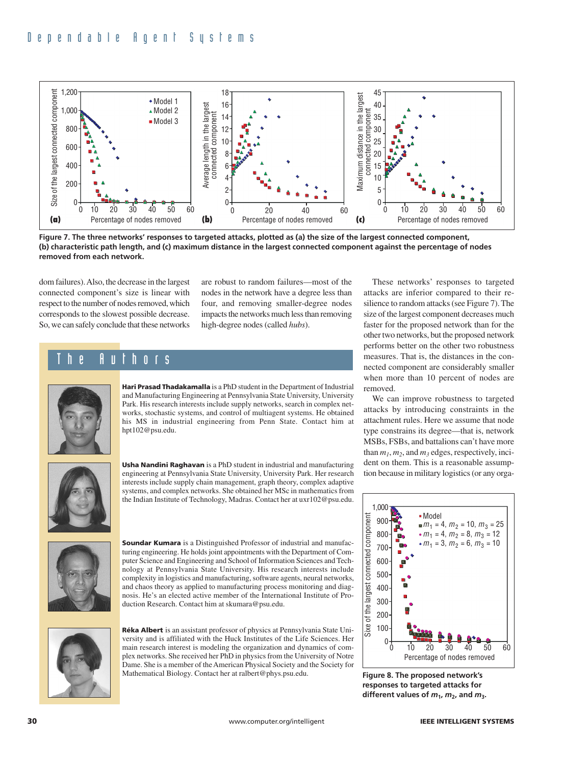**Figure 7. The three networks' responses to targeted attacks, plotted as (a) the size of the largest connected component, (b) characteristic path length, and (c) maximum distance in the largest connected component against the percentage of nodes removed from each network.**

dom failures). Also, the decrease in the largest connected component's size is linear with respect to the number of nodes removed, which corresponds to the slowest possible decrease. So, we can safely conclude that these networks are robust to random failures—most of the nodes in the network have a degree less than four, and removing smaller-degree nodes impacts the networks much less than removing high-degree nodes (called *hubs*).

These networks' responses to targeted attacks are inferior compared to their resilience to random attacks (see Figure 7). The size of the largest component decreases much faster for the proposed network than for the other two networks, but the proposed network performs better on the other two robustness measures. That is, the distances in the connected component are considerably smaller when more than 10 percent of nodes are removed.

We can improve robustness to targeted attacks by introducing constraints in the attachment rules. Here we assume that node type constrains its degree—that is, network MSBs, FSBs, and battalions can't have more than $m_1$, $m_2$, and $m_3$ edges, respectively, incident on them. This is a reasonable assumption because in military logistics (or any orga-

**Figure 8. The proposed network's responses to targeted attacks for different values of $m_1$, $m_2$, and $m_3$.**

# The Authors

**Hari Prasad Thadakamalla** is a PhD student in the Department of Industrial and Manufacturing Engineering at Pennsylvania State University, University Park. His research interests include supply networks, search in complex networks, stochastic systems, and control of multiagent systems. He obtained his MS in industrial engineering from Penn State. Contact him at hpt102@psu.edu.

**Usha Nandini Raghavan** is a PhD student in industrial and manufacturing engineering at Pennsylvania State University, University Park. Her research interests include supply chain management, graph theory, complex adaptive systems, and complex networks. She obtained her MSc in mathematics from the Indian Institute of Technology, Madras. Contact her at uxr102@psu.edu.

**Soundar Kumara** is a Distinguished Professor of industrial and manufacturing engineering. He holds joint appointments with the Department of Computer Science and Engineering and School of Information Sciences and Technology at Pennsylvania State University. His research interests include complexity in logistics and manufacturing, software agents, neural networks, and chaos theory as applied to manufacturing process monitoring and diagnosis. He's an elected active member of the International Institute of Production Research. Contact him at skumara@psu.edu.

**Réka Albert** is an assistant professor of physics at Pennsylvania State University and is affiliated with the Huck Institutes of the Life Sciences. Her main research interest is modeling the organization and dynamics of complex networks. She received her PhD in physics from the University of Notre Dame. She is a member of the American Physical Society and the Society for Mathematical Biology. Contact her at ralbert@phys.psu.edu.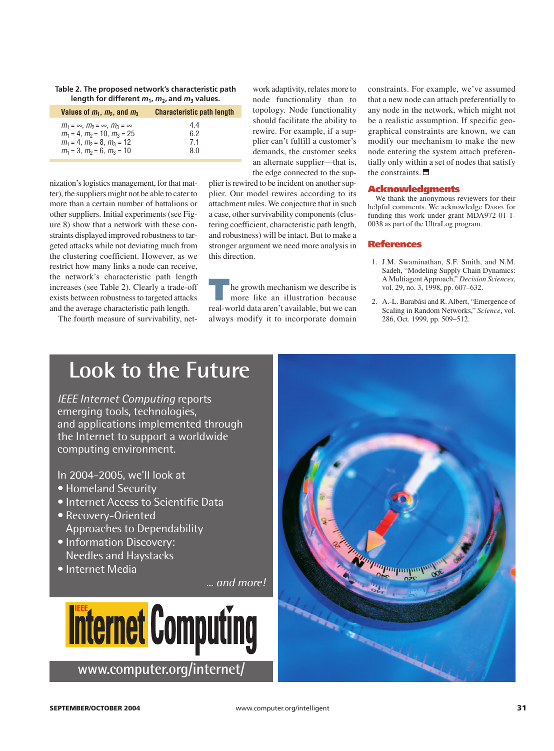Table 2. The proposed network's characteristic path length for different $m_1$, $m_2$, and $m_3$ values.

| Values of $m_1$, $m_2$, and $m_3$ | Characteristic path length |
|---|---|
| $m_1 = \infty$, $m_2 = \infty$, $m_3 = \infty$ | 4.4 |
| $m_1 = 4$, $m_2 = 10$, $m_3 = 25$ | 6.2 |
| $m_1 = 4$, $m_2 = 8$, $m_3 = 12$ | 7.1 |
| $m_1 = 3$, $m_2 = 6$, $m_3 = 10$ | 8.0 |

nization's logistics management, for that matter), the suppliers might not be able to cater to more than a certain number of battalions or other suppliers. Initial experiments (see Figure 8) show that a network with these constraints displayed improved robustness to targeted attacks while not deviating much from the clustering coefficient. However, as we restrict how many links a node can receive, the network's characteristic path length increases (see Table 2). Clearly a trade-off exists between robustness to targeted attacks and the average characteristic path length.

The fourth measure of survivability, network adaptivity, relates more to node functionality than to topology. Node functionality should facilitate the ability to rewire. For example, if a supplier can't fulfill a customer's demands, the customer seeks an alternate supplier—that is, the edge connected to the supplier is rewired to be incident on another supplier. Our model rewires according to its attachment rules. We conjecture that in such a case, other survivability components (clustering coefficient, characteristic path length, and robustness) will be intact. But to make a stronger argument we need more analysis in this direction.

The growth mechanism we describe is more like an illustration because real-world data aren't available, but we can always modify it to incorporate domain constraints. For example, we've assumed that a new node can attach preferentially to any node in the network, which might not be a realistic assumption. If specific geographical constraints are known, we can modify our mechanism to make the new node entering the system attach preferentially only within a set of nodes that satisfy the constraints.

## Acknowledgments

We thank the anonymous reviewers for their helpful comments. We acknowledge DARPA for funding this work under grant MDA972-01-1-0038 as part of the UltraLog program.

## References

1. J.M. Swaminathan, S.F. Smith, and N.M. Sadeh, "Modeling Supply Chain Dynamics: A Multiagent Approach," *Decision Sciences*, vol. 29, no. 3, 1998, pp. 607–632.
2. A.-L. Barabási and R. Albert, "Emergence of Scaling in Random Networks," *Science*, vol. 286, Oct. 1999, pp. 509–512.

# Look to the Future

*IEEE Internet Computing* reports emerging tools, technologies, and applications implemented through the Internet to support a worldwide computing environment.

In 2004–2005, we'll look at

- Homeland Security
- Internet Access to Scientific Data
- Recovery-Oriented Approaches to Dependability
- Information Discovery: Needles and Haystacks
- Internet Media

*... and more!*

IEEE Internet Computing

www.computer.org/internet/